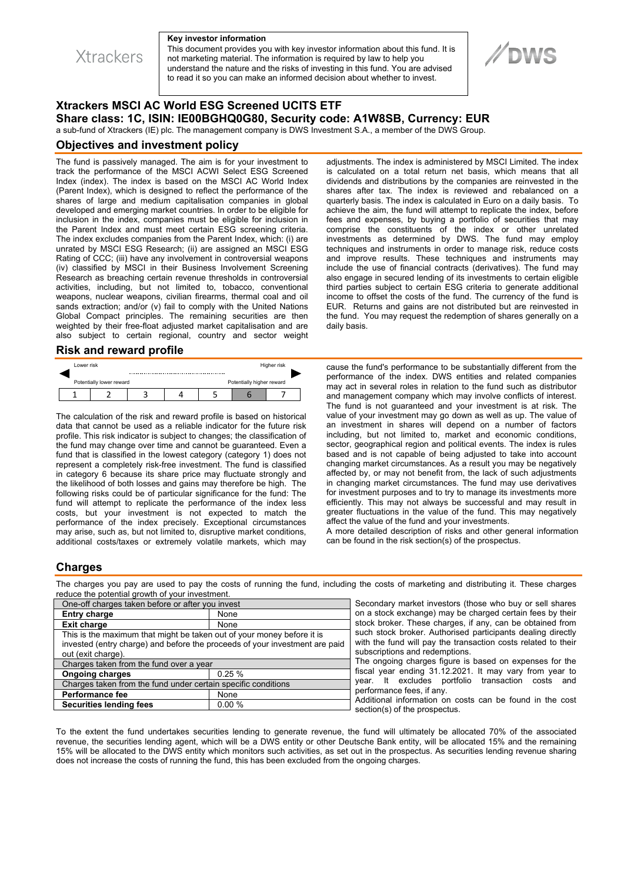Xtrackers

**Key investor information**

This document provides you with key investor information about this fund. It is not marketing material. The information is required by law to help you understand the nature and the risks of investing in this fund. You are advised to read it so you can make an informed decision about whether to invest.

DWS

# Xtrackers MSCI AC World ESG Screened UCITS ETF

## Share class: 1C, ISIN: IE00BGHQ0G80, Security code: A1W8SB, Currency: EUR

a sub-fund of Xtrackers (IE) plc. The management company is DWS Investment S.A., a member of the DWS Group.

## Objectives and investment policy

The fund is passively managed. The aim is for your investment to track the performance of the MSCI ACWI Select ESG Screened Index (index). The index is based on the MSCI AC World Index (Parent Index), which is designed to reflect the performance of the shares of large and medium capitalisation companies in global developed and emerging market countries. In order to be eligible for inclusion in the index, companies must be eligible for inclusion in the Parent Index and must meet certain ESG screening criteria. The index excludes companies from the Parent Index, which: (i) are unrated by MSCI ESG Research; (ii) are assigned an MSCI ESG Rating of CCC; (iii) have any involvement in controversial weapons (iv) classified by MSCI in their Business Involvement Screening Research as breaching certain revenue thresholds in controversial activities, including, but not limited to, tobacco, conventional weapons, nuclear weapons, civilian firearms, thermal coal and oil sands extraction; and/or (v) fail to comply with the United Nations Global Compact principles. The remaining securities are then weighted by their free-float adjusted market capitalisation and are also subject to certain regional, country and sector weight adjustments. The index is administered by MSCI Limited. The index is calculated on a total return net basis, which means that all dividends and distributions by the companies are reinvested in the shares after tax. The index is reviewed and rebalanced on a quarterly basis. The index is calculated in Euro on a daily basis. To achieve the aim, the fund will attempt to replicate the index, before fees and expenses, by buying a portfolio of securities that may comprise the constituents of the index or other unrelated investments as determined by DWS. The fund may employ techniques and instruments in order to manage risk, reduce costs and improve results. These techniques and instruments may include the use of financial contracts (derivatives). The fund may also engage in secured lending of its investments to certain eligible third parties subject to certain ESG criteria to generate additional income to offset the costs of the fund. The currency of the fund is EUR. Returns and gains are not distributed but are reinvested in the fund. You may request the redemption of shares generally on a daily basis.

## Risk and reward profile

Lower risk — Higher risk

Potentially lower reward — Potentially higher reward

| 1 | 2 | 3 | 4 | 5 | **6** | 7 |
|---|---|---|---|---|---|---|

The calculation of the risk and reward profile is based on historical data that cannot be used as a reliable indicator for the future risk profile. This risk indicator is subject to changes; the classification of the fund may change over time and cannot be guaranteed. Even a fund that is classified in the lowest category (category 1) does not represent a completely risk-free investment. The fund is classified in category 6 because its share price may fluctuate strongly and the likelihood of both losses and gains may therefore be high. The following risks could be of particular significance for the fund: The fund will attempt to replicate the performance of the index less costs, but your investment is not expected to match the performance of the index precisely. Exceptional circumstances may arise, such as, but not limited to, disruptive market conditions, additional costs/taxes or extremely volatile markets, which may cause the fund's performance to be substantially different from the performance of the index. DWS entities and related companies may act in several roles in relation to the fund such as distributor and management company which may involve conflicts of interest. The fund is not guaranteed and your investment is at risk. The value of your investment may go down as well as up. The value of an investment in shares will depend on a number of factors including, but not limited to, market and economic conditions, sector, geographical region and political events. The index is rules based and is not capable of being adjusted to take into account changing market circumstances. As a result you may be negatively affected by, or may not benefit from, the lack of such adjustments in changing market circumstances. The fund may use derivatives for investment purposes and to try to manage its investments more efficiently. This may not always be successful and may result in greater fluctuations in the value of the fund. This may negatively affect the value of the fund and your investments.

A more detailed description of risks and other general information can be found in the risk section(s) of the prospectus.

## Charges

The charges you pay are used to pay the costs of running the fund, including the costs of marketing and distributing it. These charges reduce the potential growth of your investment.

| One-off charges taken before or after you invest | |
|---|---|
| **Entry charge** | None |
| **Exit charge** | None |
| This is the maximum that might be taken out of your money before it is invested (entry charge) and before the proceeds of your investment are paid out (exit charge). | |
| Charges taken from the fund over a year | |
| **Ongoing charges** | 0.25 % |
| Charges taken from the fund under certain specific conditions | |
| **Performance fee** | None |
| **Securities lending fees** | 0.00 % |

Secondary market investors (those who buy or sell shares on a stock exchange) may be charged certain fees by their stock broker. These charges, if any, can be obtained from such stock broker. Authorised participants dealing directly with the fund will pay the transaction costs related to their subscriptions and redemptions.

The ongoing charges figure is based on expenses for the fiscal year ending 31.12.2021. It may vary from year to year. It excludes portfolio transaction costs and performance fees, if any.

Additional information on costs can be found in the cost section(s) of the prospectus.

To the extent the fund undertakes securities lending to generate revenue, the fund will ultimately be allocated 70% of the associated revenue, the securities lending agent, which will be a DWS entity or other Deutsche Bank entity, will be allocated 15% and the remaining 15% will be allocated to the DWS entity which monitors such activities, as set out in the prospectus. As securities lending revenue sharing does not increase the costs of running the fund, this has been excluded from the ongoing charges.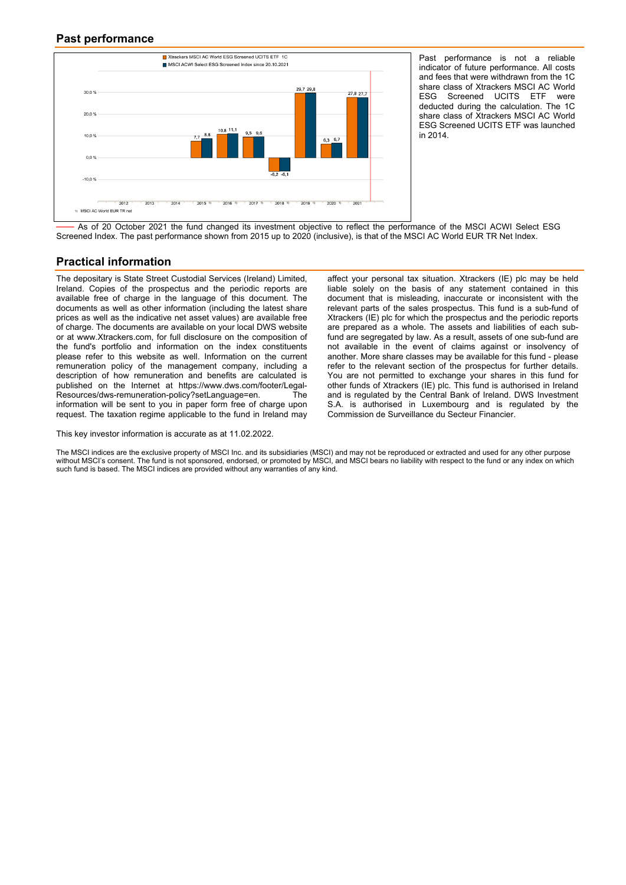## Past performance

Xtrackers MSCI AC World ESG Screened UCITS ETF 1C
MSCI ACWI Select ESG Screened Index since 20.10.2021

30,0 %
20,0 %
10,0 %
0,0 %
-10,0 %

7,7 8,8
10,8 11,1
9,5 9,6
-6,2 -6,1
29,7 29,8
6,3 6,7
27,8 27,7

2012 2013 2014 2015 1) 2016 1) 2017 1) 2018 1) 2019 1) 2020 1) 2021

1) MSCI AC World EUR TR net

Past performance is not a reliable indicator of future performance. All costs and fees that were withdrawn from the 1C share class of Xtrackers MSCI AC World ESG Screened UCITS ETF were deducted during the calculation. The 1C share class of Xtrackers MSCI AC World ESG Screened UCITS ETF was launched in 2014.

—— As of 20 October 2021 the fund changed its investment objective to reflect the performance of the MSCI ACWI Select ESG Screened Index. The past performance shown from 2015 up to 2020 (inclusive), is that of the MSCI AC World EUR TR Net Index.

## Practical information

The depositary is State Street Custodial Services (Ireland) Limited, Ireland. Copies of the prospectus and the periodic reports are available free of charge in the language of this document. The documents as well as other information (including the latest share prices as well as the indicative net asset values) are available free of charge. The documents are available on your local DWS website or at www.Xtrackers.com, for full disclosure on the composition of the fund's portfolio and information on the index constituents please refer to this website as well. Information on the current remuneration policy of the management company, including a description of how remuneration and benefits are calculated is published on the Internet at https://www.dws.com/footer/Legal-Resources/dws-remuneration-policy?setLanguage=en. The information will be sent to you in paper form free of charge upon request. The taxation regime applicable to the fund in Ireland may affect your personal tax situation. Xtrackers (IE) plc may be held liable solely on the basis of any statement contained in this document that is misleading, inaccurate or inconsistent with the relevant parts of the sales prospectus. This fund is a sub-fund of Xtrackers (IE) plc for which the prospectus and the periodic reports are prepared as a whole. The assets and liabilities of each sub-fund are segregated by law. As a result, assets of one sub-fund are not available in the event of claims against or insolvency of another. More share classes may be available for this fund - please refer to the relevant section of the prospectus for further details. You are not permitted to exchange your shares in this fund for other funds of Xtrackers (IE) plc. This fund is authorised in Ireland and is regulated by the Central Bank of Ireland. DWS Investment S.A. is authorised in Luxembourg and is regulated by the Commission de Surveillance du Secteur Financier.

This key investor information is accurate as at 11.02.2022.

The MSCI indices are the exclusive property of MSCI Inc. and its subsidiaries (MSCI) and may not be reproduced or extracted and used for any other purpose without MSCI's consent. The fund is not sponsored, endorsed, or promoted by MSCI, and MSCI bears no liability with respect to the fund or any index on which such fund is based. The MSCI indices are provided without any warranties of any kind.